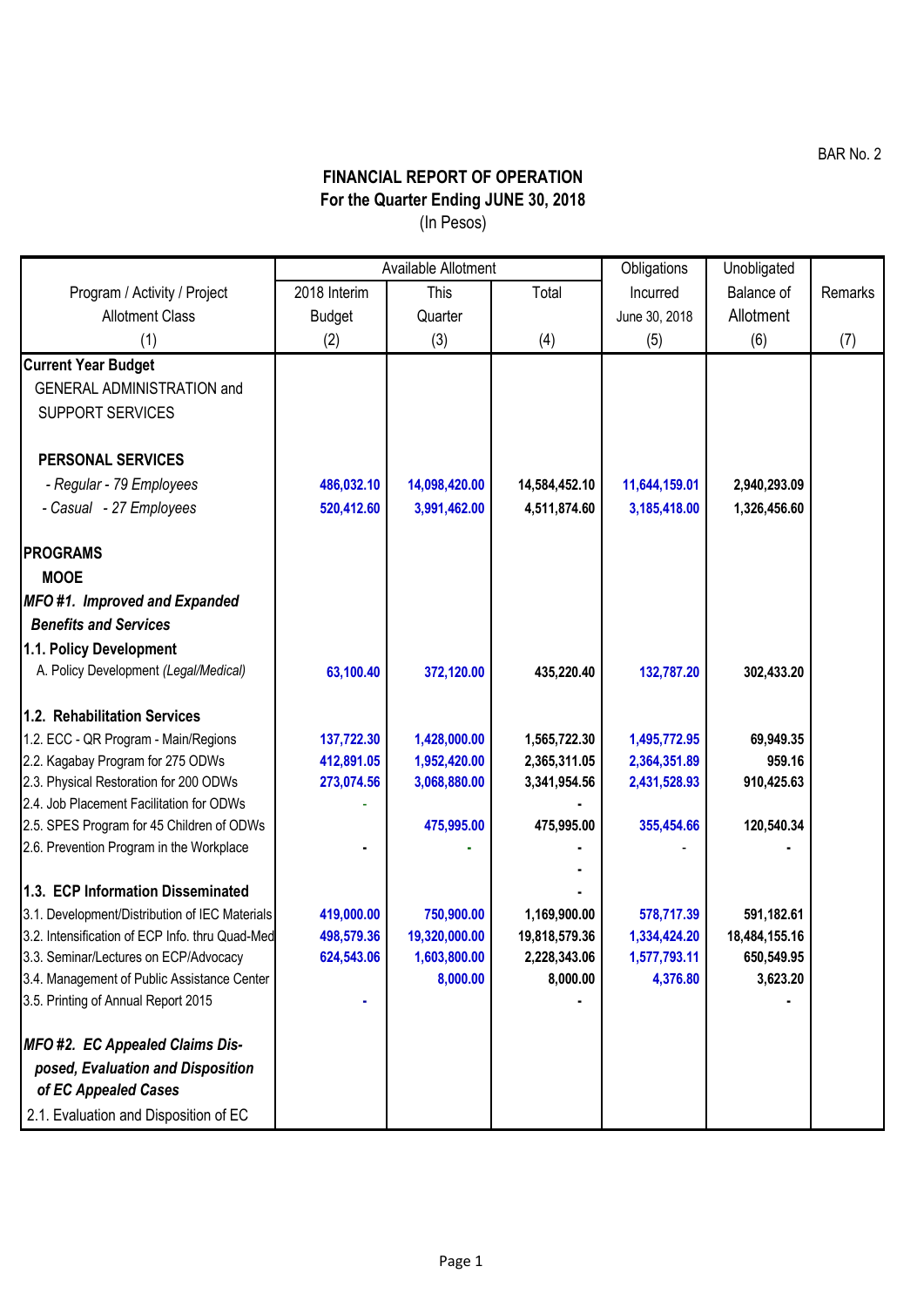BAR No. 2

# FINANCIAL REPORT OF OPERATION
## For the Quarter Ending JUNE 30, 2018
(In Pesos)

| Program / Activity / Project Allotment Class | Available Allotment | | | Obligations Incurred | Unobligated Balance of Allotment | Remarks |
|---|---|---|---|---|---|---|
| | 2018 Interim Budget | This Quarter | Total | June 30, 2018 | | |
| (1) | (2) | (3) | (4) | (5) | (6) | (7) |
| **Current Year Budget** | | | | | | |
| GENERAL ADMINISTRATION and SUPPORT SERVICES | | | | | | |
| **PERSONAL SERVICES** | | | | | | |
| *- Regular - 79 Employees* | 486,032.10 | 14,098,420.00 | 14,584,452.10 | 11,644,159.01 | 2,940,293.09 | |
| *- Casual - 27 Employees* | 520,412.60 | 3,991,462.00 | 4,511,874.60 | 3,185,418.00 | 1,326,456.60 | |
| **PROGRAMS** | | | | | | |
| **MOOE** | | | | | | |
| ***MFO #1. Improved and Expanded Benefits and Services*** | | | | | | |
| **1.1. Policy Development** | | | | | | |
| A. Policy Development *(Legal/Medical)* | 63,100.40 | 372,120.00 | 435,220.40 | 132,787.20 | 302,433.20 | |
| **1.2. Rehabilitation Services** | | | | | | |
| 1.2. ECC - QR Program - Main/Regions | 137,722.30 | 1,428,000.00 | 1,565,722.30 | 1,495,772.95 | 69,949.35 | |
| 2.2. Kagabay Program for 275 ODWs | 412,891.05 | 1,952,420.00 | 2,365,311.05 | 2,364,351.89 | 959.16 | |
| 2.3. Physical Restoration for 200 ODWs | 273,074.56 | 3,068,880.00 | 3,341,954.56 | 2,431,528.93 | 910,425.63 | |
| 2.4. Job Placement Facilitation for ODWs | - | | - | | | |
| 2.5. SPES Program for 45 Children of ODWs | | 475,995.00 | 475,995.00 | 355,454.66 | 120,540.34 | |
| 2.6. Prevention Program in the Workplace | - | - | - | - | - | |
| | | | - | | | |
| **1.3. ECP Information Disseminated** | | | - | | | |
| 3.1. Development/Distribution of IEC Materials | 419,000.00 | 750,900.00 | 1,169,900.00 | 578,717.39 | 591,182.61 | |
| 3.2. Intensification of ECP Info. thru Quad-Med | 498,579.36 | 19,320,000.00 | 19,818,579.36 | 1,334,424.20 | 18,484,155.16 | |
| 3.3. Seminar/Lectures on ECP/Advocacy | 624,543.06 | 1,603,800.00 | 2,228,343.06 | 1,577,793.11 | 650,549.95 | |
| 3.4. Management of Public Assistance Center | | 8,000.00 | 8,000.00 | 4,376.80 | 3,623.20 | |
| 3.5. Printing of Annual Report 2015 | - | | - | | - | |
| ***MFO #2. EC Appealed Claims Disposed, Evaluation and Disposition of EC Appealed Cases*** | | | | | | |
| 2.1. Evaluation and Disposition of EC | | | | | | |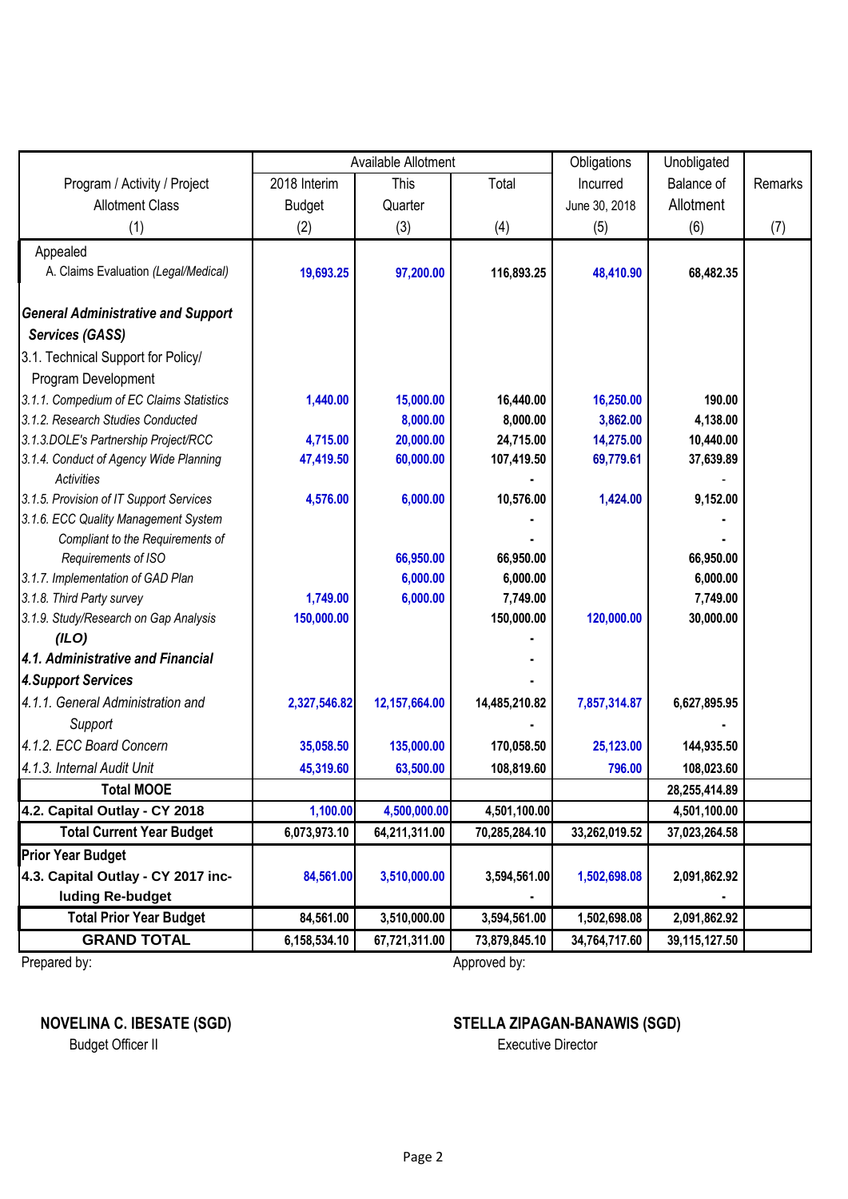| Program / Activity / Project Allotment Class (1) | Available Allotment 2018 Interim Budget (2) | This Quarter (3) | Total (4) | Obligations Incurred June 30, 2018 (5) | Unobligated Balance of Allotment (6) | Remarks (7) |
|---|---|---|---|---|---|---|
| Appealed | | | | | | |
| A. Claims Evaluation *(Legal/Medical)* | 19,693.25 | 97,200.00 | 116,893.25 | 48,410.90 | 68,482.35 | |
| ***General Administrative and Support Services (GASS)*** | | | | | | |
| 3.1. Technical Support for Policy/ Program Development | | | | | | |
| *3.1.1. Compedium of EC Claims Statistics* | 1,440.00 | 15,000.00 | 16,440.00 | 16,250.00 | 190.00 | |
| *3.1.2. Research Studies Conducted* | | 8,000.00 | 8,000.00 | 3,862.00 | 4,138.00 | |
| *3.1.3.DOLE's Partnership Project/RCC* | 4,715.00 | 20,000.00 | 24,715.00 | 14,275.00 | 10,440.00 | |
| *3.1.4. Conduct of Agency Wide Planning Activities* | 47,419.50 | 60,000.00 | 107,419.50 | 69,779.61 | 37,639.89 | |
| | | | - | | - | |
| *3.1.5. Provision of IT Support Services* | 4,576.00 | 6,000.00 | 10,576.00 | 1,424.00 | 9,152.00 | |
| *3.1.6. ECC Quality Management System Compliant to the Requirements of Requirements of ISO* | | | - | | - | |
| | | | - | | - | |
| | | 66,950.00 | 66,950.00 | | 66,950.00 | |
| *3.1.7. Implementation of GAD Plan* | | 6,000.00 | 6,000.00 | | 6,000.00 | |
| *3.1.8. Third Party survey* | 1,749.00 | 6,000.00 | 7,749.00 | | 7,749.00 | |
| *3.1.9. Study/Research on Gap Analysis **(ILO)*** | 150,000.00 | | 150,000.00 | 120,000.00 | 30,000.00 | |
| | | | - | | | |
| ***4.1. Administrative and Financial*** | | | - | | | |
| ***4.Support Services*** | | | - | | | |
| *4.1.1. General Administration and Support* | 2,327,546.82 | 12,157,664.00 | 14,485,210.82 | 7,857,314.87 | 6,627,895.95 | |
| | | | - | | - | |
| *4.1.2. ECC Board Concern* | 35,058.50 | 135,000.00 | 170,058.50 | 25,123.00 | 144,935.50 | |
| *4.1.3. Internal Audit Unit* | 45,319.60 | 63,500.00 | 108,819.60 | 796.00 | 108,023.60 | |
| **Total MOOE** | | | | | 28,255,414.89 | |
| **4.2. Capital Outlay - CY 2018** | 1,100.00 | 4,500,000.00 | 4,501,100.00 | | 4,501,100.00 | |
| **Total Current Year Budget** | 6,073,973.10 | 64,211,311.00 | 70,285,284.10 | 33,262,019.52 | 37,023,264.58 | |
| **Prior Year Budget** | | | | | | |
| **4.3. Capital Outlay - CY 2017 including Re-budget** | 84,561.00 | 3,510,000.00 | 3,594,561.00 | 1,502,698.08 | 2,091,862.92 | |
| | | | - | | - | |
| **Total Prior Year Budget** | 84,561.00 | 3,510,000.00 | 3,594,561.00 | 1,502,698.08 | 2,091,862.92 | |
| **GRAND TOTAL** | 6,158,534.10 | 67,721,311.00 | 73,879,845.10 | 34,764,717.60 | 39,115,127.50 | |

Prepared by:

**NOVELINA C. IBESATE (SGD)**
Budget Officer II

Approved by:

**STELLA ZIPAGAN-BANAWIS (SGD)**
Executive Director